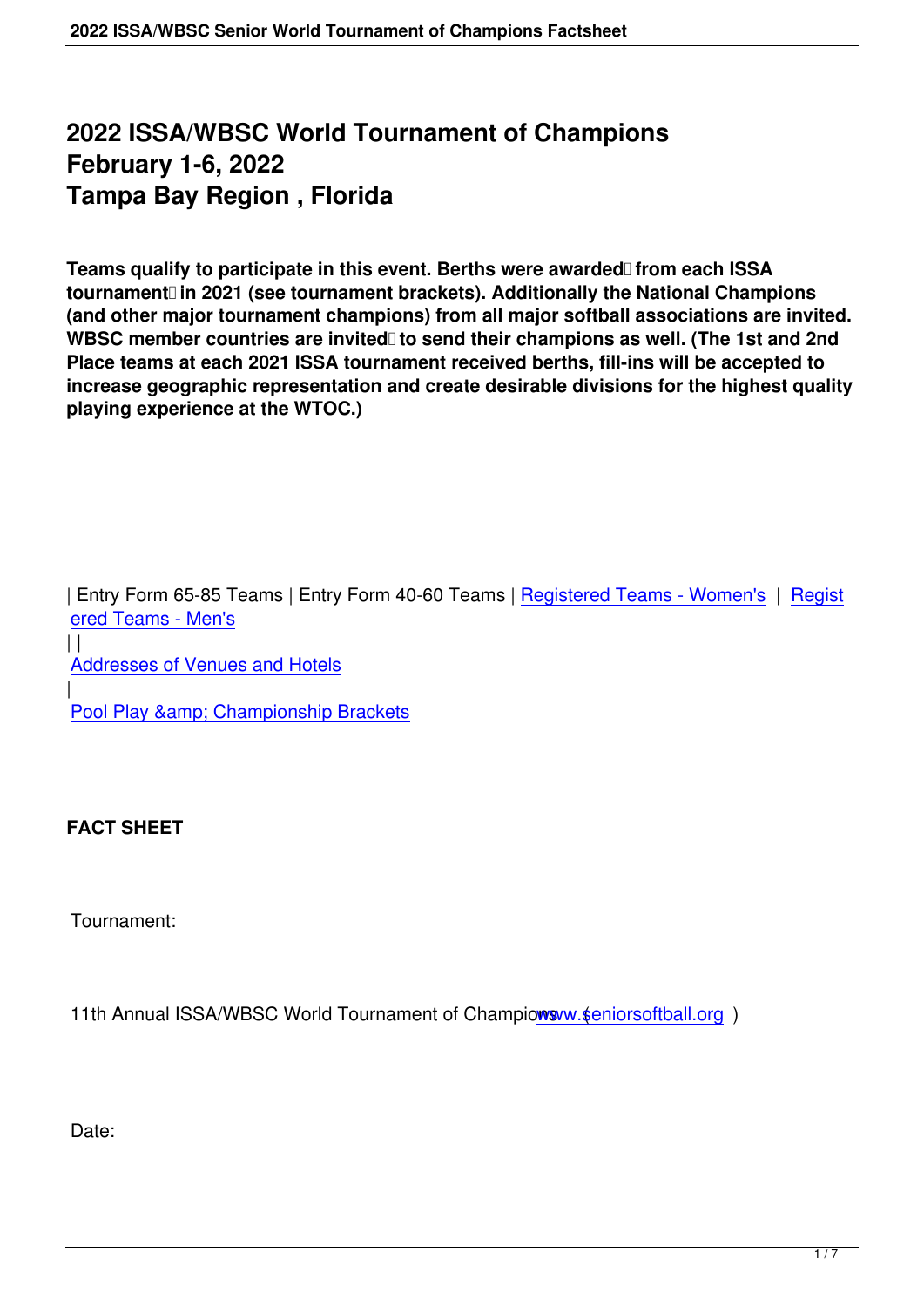# 2022 ISSA/WBSC World Tournament of Champions
# February 1-6, 2022
# Tampa Bay Region , Florida

**Teams qualify to participate in this event. Berths were awarded from each ISSA tournament in 2021 (see tournament brackets). Additionally the National Champions (and other major tournament champions) from all major softball associations are invited. WBSC member countries are invited to send their champions as well. (The 1st and 2nd Place teams at each 2021 ISSA tournament received berths, fill-ins will be accepted to increase geographic representation and create desirable divisions for the highest quality playing experience at the WTOC.)**

| Entry Form 65-85 Teams | Entry Form 40-60 Teams | Registered Teams - Women's | Registered Teams - Men's
| |
Addresses of Venues and Hotels
|
Pool Play &amp; Championship Brackets

**FACT SHEET**

Tournament:

11th Annual ISSA/WBSC World Tournament of Champions ( www.seniorsoftball.org )

Date: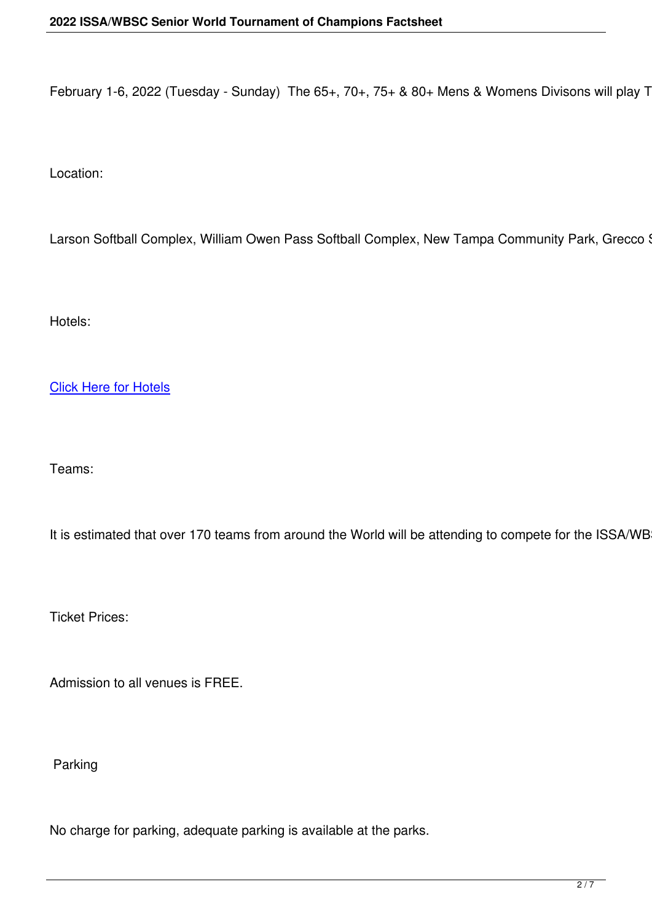February 1-6, 2022 (Tuesday - Sunday) The 65+, 70+, 75+ & 80+ Mens & Womens Divisons will play T

Location:

Larson Softball Complex, William Owen Pass Softball Complex, New Tampa Community Park, Grecco S

Hotels:

[Click Here for Hotels]

Teams:

It is estimated that over 170 teams from around the World will be attending to compete for the ISSA/WB

Ticket Prices:

Admission to all venues is FREE.

Parking

No charge for parking, adequate parking is available at the parks.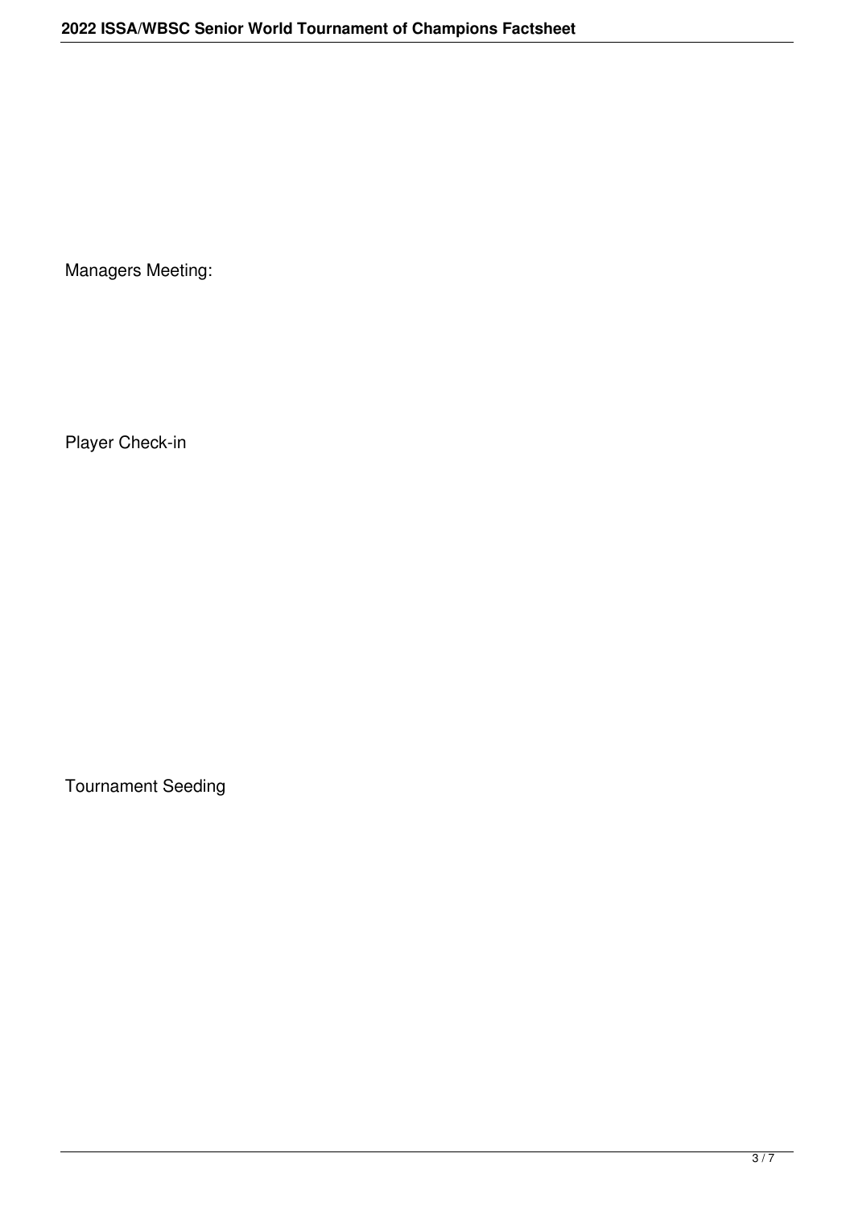Managers Meeting:

Player Check-in

Tournament Seeding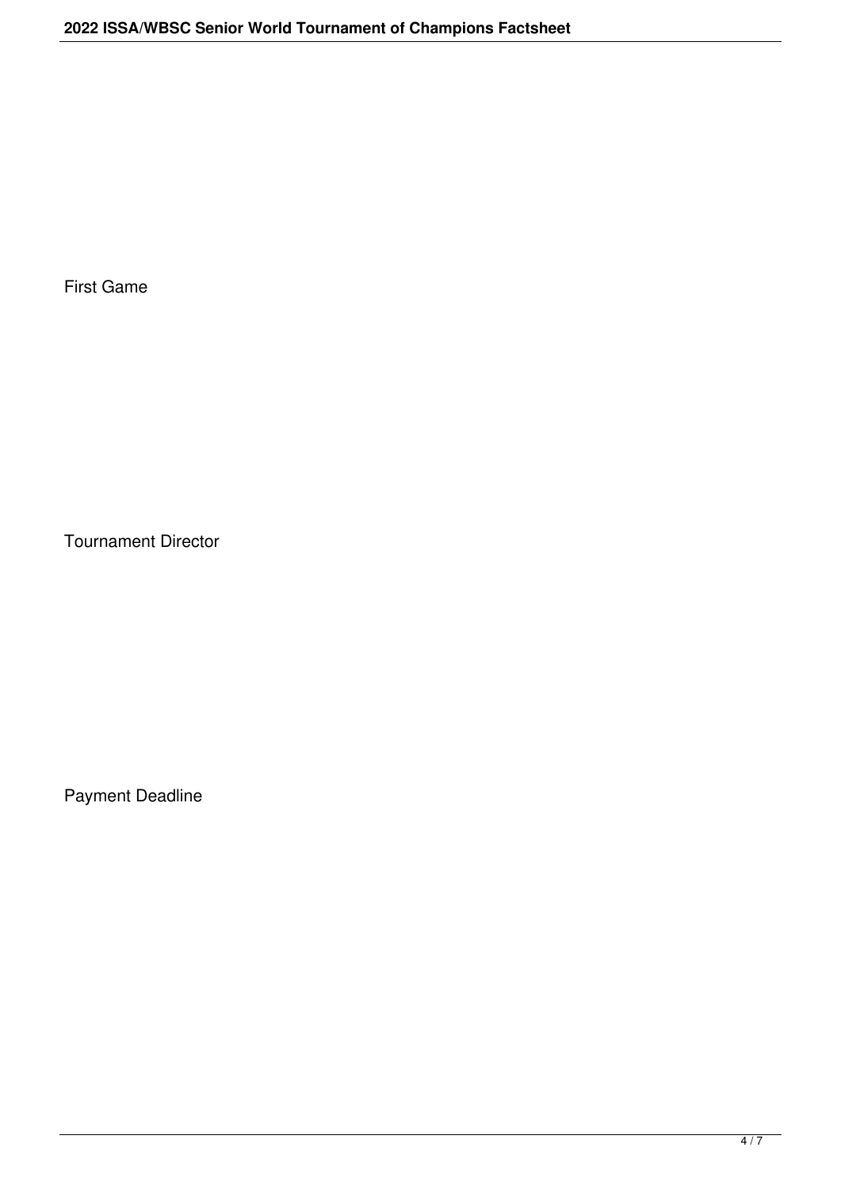First Game

Tournament Director

Payment Deadline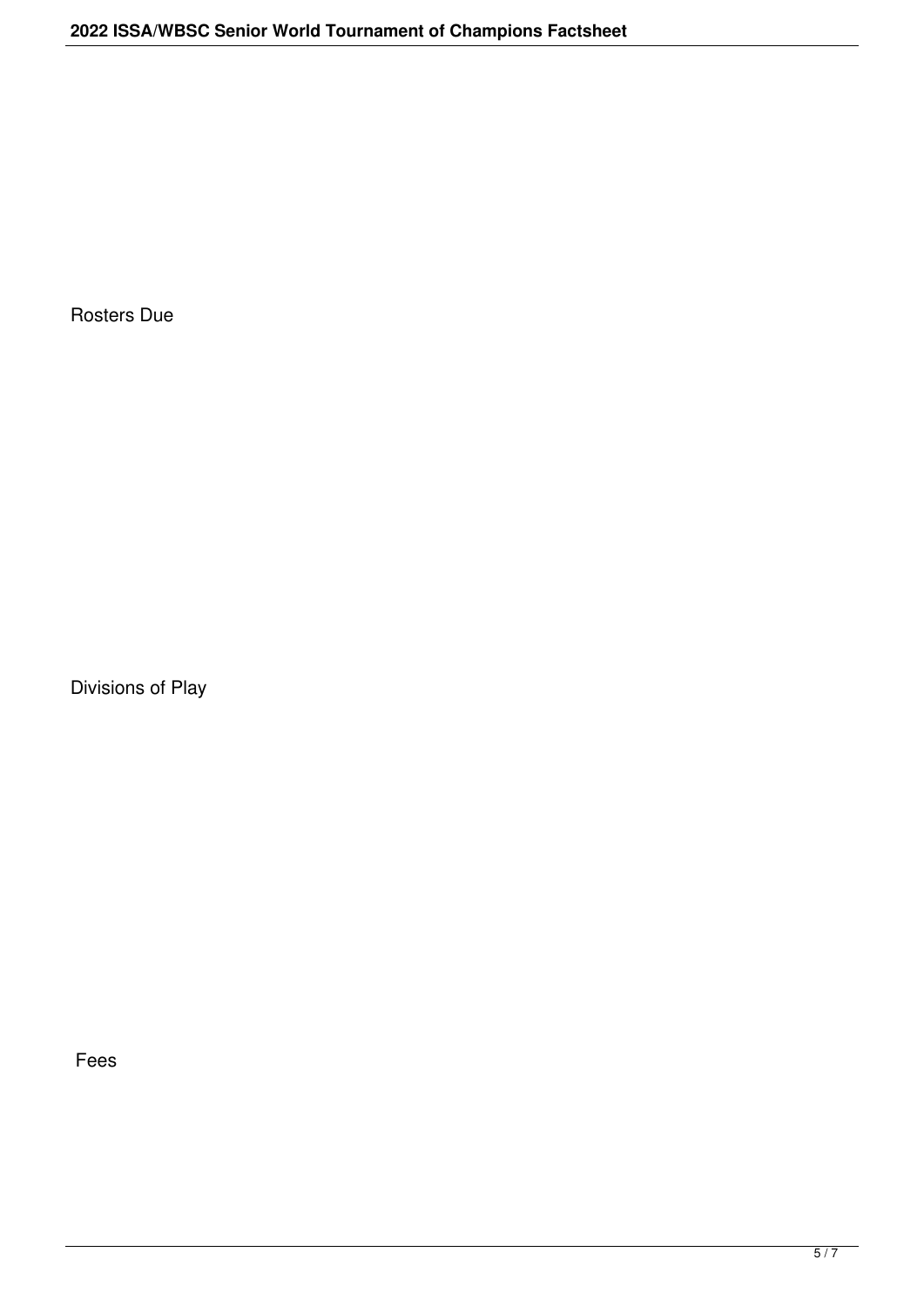Rosters Due

Divisions of Play

Fees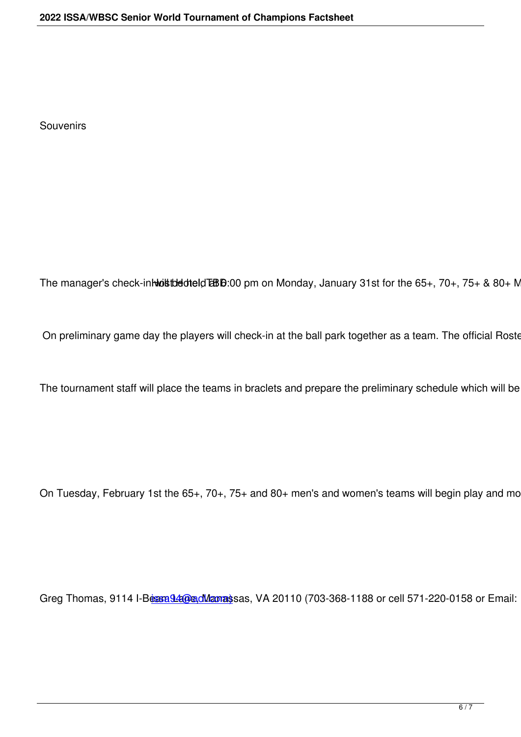Souvenirs

The manager's check-in will be held at 6:00 pm on Monday, January 31st for the 65+, 70+, 75+ & 80+ M Host Hotel, TBD

On preliminary game day the players will check-in at the ball park together as a team. The official Roste

The tournament staff will place the teams in braclets and prepare the preliminary schedule which will be

On Tuesday, February 1st the 65+, 70+, 75+ and 80+ men's and women's teams will begin play and mo

Greg Thomas, 9114 I-Beam Lane, Manassas, VA 20110 (703-368-1188 or cell 571-220-0158 or Email: issa94@aol.com)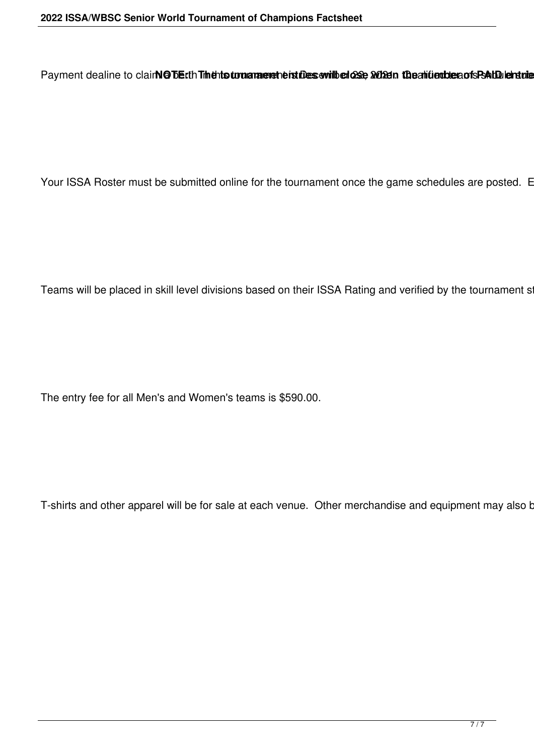Payment dealine to clainNOTErth Thehtournament ists Deswill el 22e 2021n the number of PAID entrie

Your ISSA Roster must be submitted online for the tournament once the game schedules are posted. E

Teams will be placed in skill level divisions based on their ISSA Rating and verified by the tournament st

The entry fee for all Men's and Women's teams is $590.00.

T-shirts and other apparel will be for sale at each venue. Other merchandise and equipment may also b